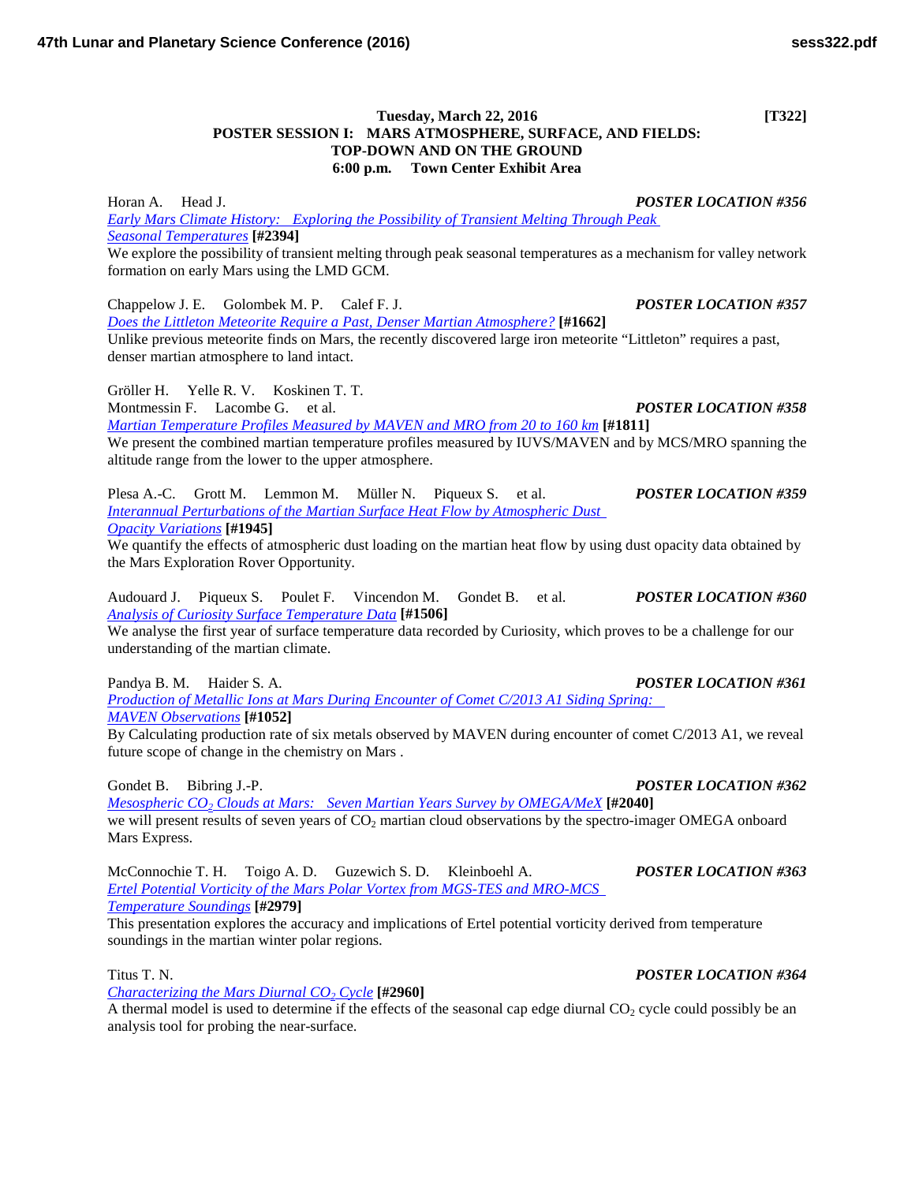**Tuesday, March 22, 2016 [T322]**

**POSTER SESSION I: MARS ATMOSPHERE, SURFACE, AND FIELDS: TOP-DOWN AND ON THE GROUND**

**6:00 p.m. Town Center Exhibit Area**

Horan A. Head J. ***POSTER LOCATION #356***

*Early Mars Climate History: Exploring the Possibility of Transient Melting Through Peak Seasonal Temperatures* **[#2394]**

We explore the possibility of transient melting through peak seasonal temperatures as a mechanism for valley network formation on early Mars using the LMD GCM.

Chappelow J. E. Golombek M. P. Calef F. J. ***POSTER LOCATION #357***

*Does the Littleton Meteorite Require a Past, Denser Martian Atmosphere?* **[#1662]**

Unlike previous meteorite finds on Mars, the recently discovered large iron meteorite "Littleton" requires a past, denser martian atmosphere to land intact.

Gröller H. Yelle R. V. Koskinen T. T. Montmessin F. Lacombe G. et al. ***POSTER LOCATION #358***

*Martian Temperature Profiles Measured by MAVEN and MRO from 20 to 160 km* **[#1811]**

We present the combined martian temperature profiles measured by IUVS/MAVEN and by MCS/MRO spanning the altitude range from the lower to the upper atmosphere.

Plesa A.-C. Grott M. Lemmon M. Müller N. Piqueux S. et al. ***POSTER LOCATION #359***

*Interannual Perturbations of the Martian Surface Heat Flow by Atmospheric Dust Opacity Variations* **[#1945]**

We quantify the effects of atmospheric dust loading on the martian heat flow by using dust opacity data obtained by the Mars Exploration Rover Opportunity.

Audouard J. Piqueux S. Poulet F. Vincendon M. Gondet B. et al. ***POSTER LOCATION #360***

*Analysis of Curiosity Surface Temperature Data* **[#1506]**

We analyse the first year of surface temperature data recorded by Curiosity, which proves to be a challenge for our understanding of the martian climate.

Pandya B. M. Haider S. A. ***POSTER LOCATION #361***

*Production of Metallic Ions at Mars During Encounter of Comet C/2013 A1 Siding Spring: MAVEN Observations* **[#1052]**

By Calculating production rate of six metals observed by MAVEN during encounter of comet C/2013 A1, we reveal future scope of change in the chemistry on Mars .

Gondet B. Bibring J.-P. ***POSTER LOCATION #362***

*Mesospheric $CO_2$ Clouds at Mars: Seven Martian Years Survey by OMEGA/MeX* **[#2040]**

we will present results of seven years of $CO_2$ martian cloud observations by the spectro-imager OMEGA onboard Mars Express.

McConnochie T. H. Toigo A. D. Guzewich S. D. Kleinboehl A. ***POSTER LOCATION #363***

*Ertel Potential Vorticity of the Mars Polar Vortex from MGS-TES and MRO-MCS Temperature Soundings* **[#2979]**

This presentation explores the accuracy and implications of Ertel potential vorticity derived from temperature soundings in the martian winter polar regions.

Titus T. N. ***POSTER LOCATION #364***

*Characterizing the Mars Diurnal $CO_2$ Cycle* **[#2960]**

A thermal model is used to determine if the effects of the seasonal cap edge diurnal $CO_2$ cycle could possibly be an analysis tool for probing the near-surface.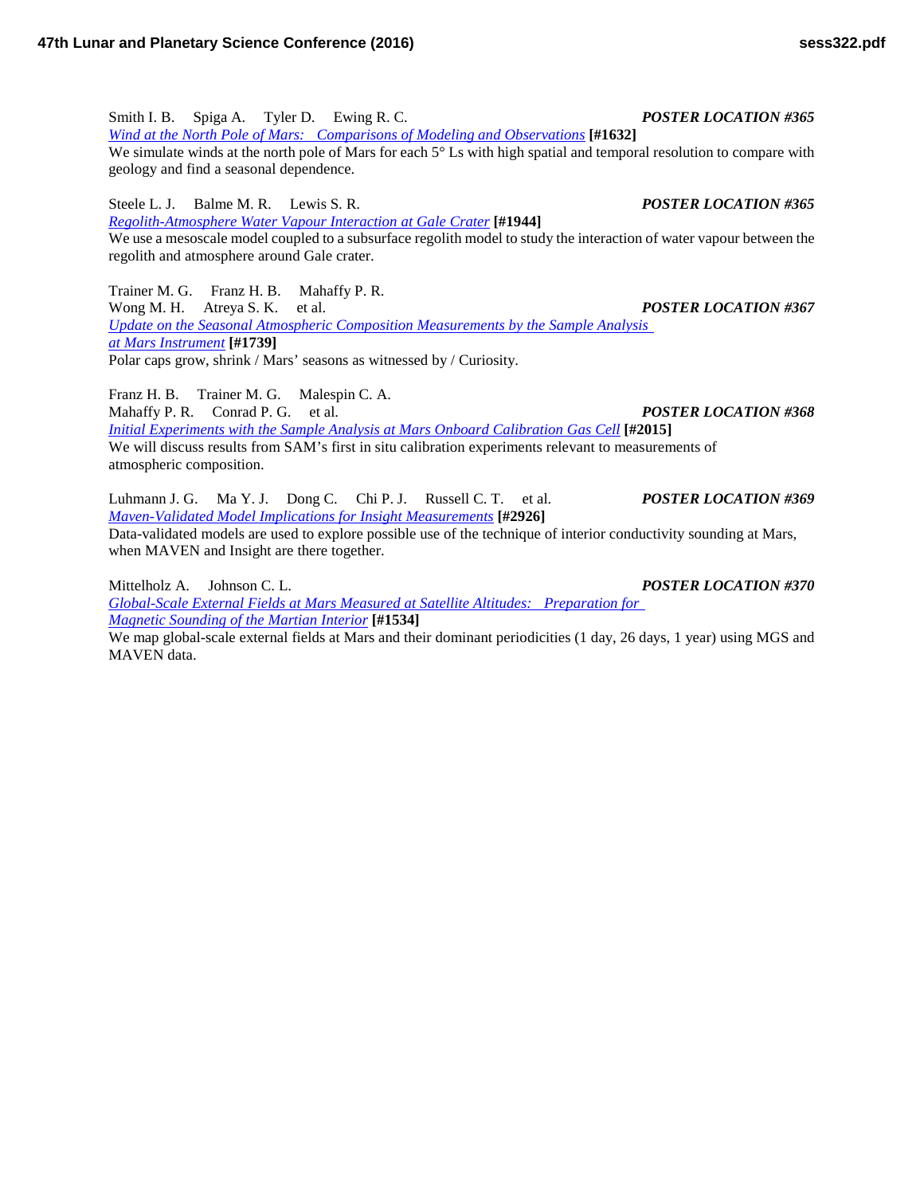Smith I. B.    Spiga A.    Tyler D.    Ewing R. C.    ***POSTER LOCATION #365***
*Wind at the North Pole of Mars: Comparisons of Modeling and Observations* **[#1632]**
We simulate winds at the north pole of Mars for each 5° Ls with high spatial and temporal resolution to compare with geology and find a seasonal dependence.

Steele L. J.    Balme M. R.    Lewis S. R.    ***POSTER LOCATION #365***
*Regolith-Atmosphere Water Vapour Interaction at Gale Crater* **[#1944]**
We use a mesoscale model coupled to a subsurface regolith model to study the interaction of water vapour between the regolith and atmosphere around Gale crater.

Trainer M. G.    Franz H. B.    Mahaffy P. R.
Wong M. H.    Atreya S. K.    et al.    ***POSTER LOCATION #367***
*Update on the Seasonal Atmospheric Composition Measurements by the Sample Analysis at Mars Instrument* **[#1739]**
Polar caps grow, shrink / Mars' seasons as witnessed by / Curiosity.

Franz H. B.    Trainer M. G.    Malespin C. A.
Mahaffy P. R.    Conrad P. G.    et al.    ***POSTER LOCATION #368***
*Initial Experiments with the Sample Analysis at Mars Onboard Calibration Gas Cell* **[#2015]**
We will discuss results from SAM's first in situ calibration experiments relevant to measurements of atmospheric composition.

Luhmann J. G.    Ma Y. J.    Dong C.    Chi P. J.    Russell C. T.    et al.    ***POSTER LOCATION #369***
*Maven-Validated Model Implications for Insight Measurements* **[#2926]**
Data-validated models are used to explore possible use of the technique of interior conductivity sounding at Mars, when MAVEN and Insight are there together.

Mittelholz A.    Johnson C. L.    ***POSTER LOCATION #370***
*Global-Scale External Fields at Mars Measured at Satellite Altitudes: Preparation for Magnetic Sounding of the Martian Interior* **[#1534]**
We map global-scale external fields at Mars and their dominant periodicities (1 day, 26 days, 1 year) using MGS and MAVEN data.